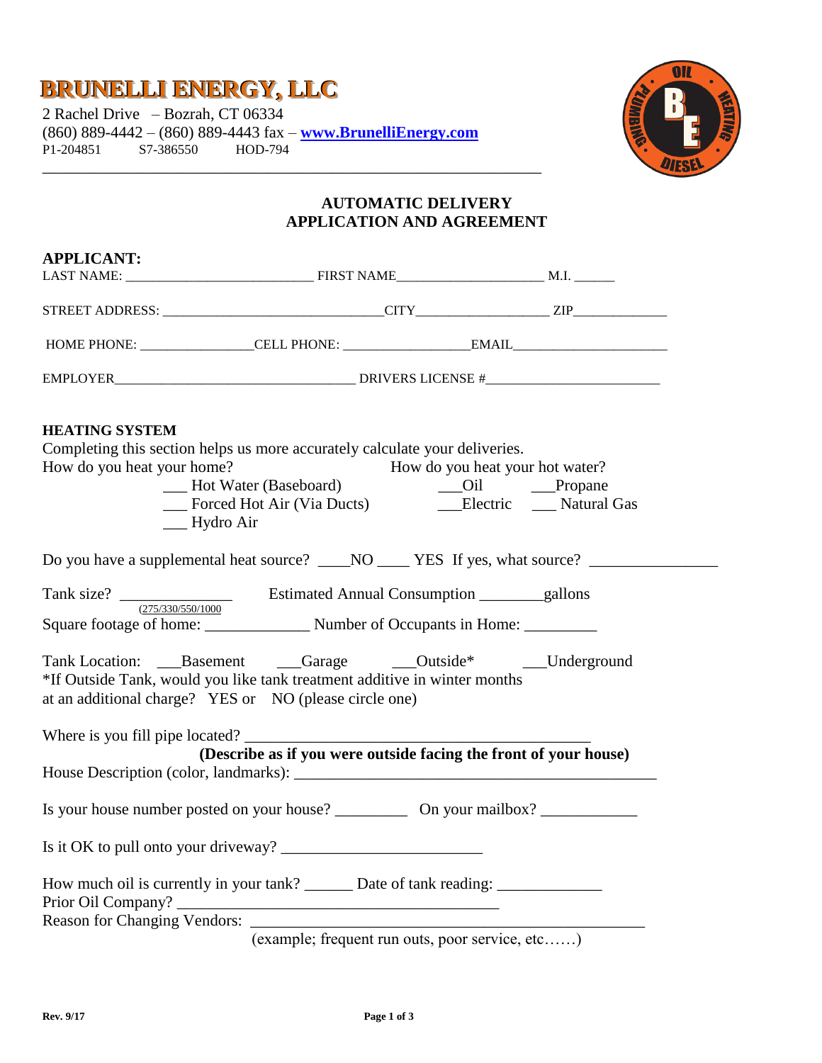# BRUNELLI ENERGY, LLC

2 Rachel Drive – Bozrah, CT 06334
(860) 889-4442 – (860) 889-4443 fax – **www.BrunelliEnergy.com**
P1-204851 S7-386550 HOD-794

---

## AUTOMATIC DELIVERY
## APPLICATION AND AGREEMENT

### APPLICANT:

LAST NAME: ___________________________ FIRST NAME_____________________ M.I. ______

STREET ADDRESS: _______________________________CITY___________________ ZIP_____________

HOME PHONE: ________________CELL PHONE: _________________EMAIL______________________

EMPLOYER__________________________________ DRIVERS LICENSE #_________________________

### HEATING SYSTEM

Completing this section helps us more accurately calculate your deliveries.

How do you heat your home?
- ___ Hot Water (Baseboard)
- ___ Forced Hot Air (Via Ducts)
- ___ Hydro Air

How do you heat your hot water?
- ___Oil
- ___Propane
- ___Electric
- ___ Natural Gas

Do you have a supplemental heat source? ____NO ____ YES If yes, what source? ________________

Tank size? ______________ (275/330/550/1000) Estimated Annual Consumption ________gallons

Square footage of home: _____________ Number of Occupants in Home: _________

Tank Location: ___Basement ___Garage ___Outside* ___Underground

*If Outside Tank, would you like tank treatment additive in winter months at an additional charge? YES or NO (please circle one)

Where is you fill pipe located? ____________________________________________
**(Describe as if you were outside facing the front of your house)**

House Description (color, landmarks): ______________________________________________

Is your house number posted on your house? _________ On your mailbox? ____________

Is it OK to pull onto your driveway? _________________________

How much oil is currently in your tank? ______ Date of tank reading: _____________

Prior Oil Company? _________________________________________

Reason for Changing Vendors: ___________________________________________________
(example; frequent run outs, poor service, etc……)

Rev. 9/17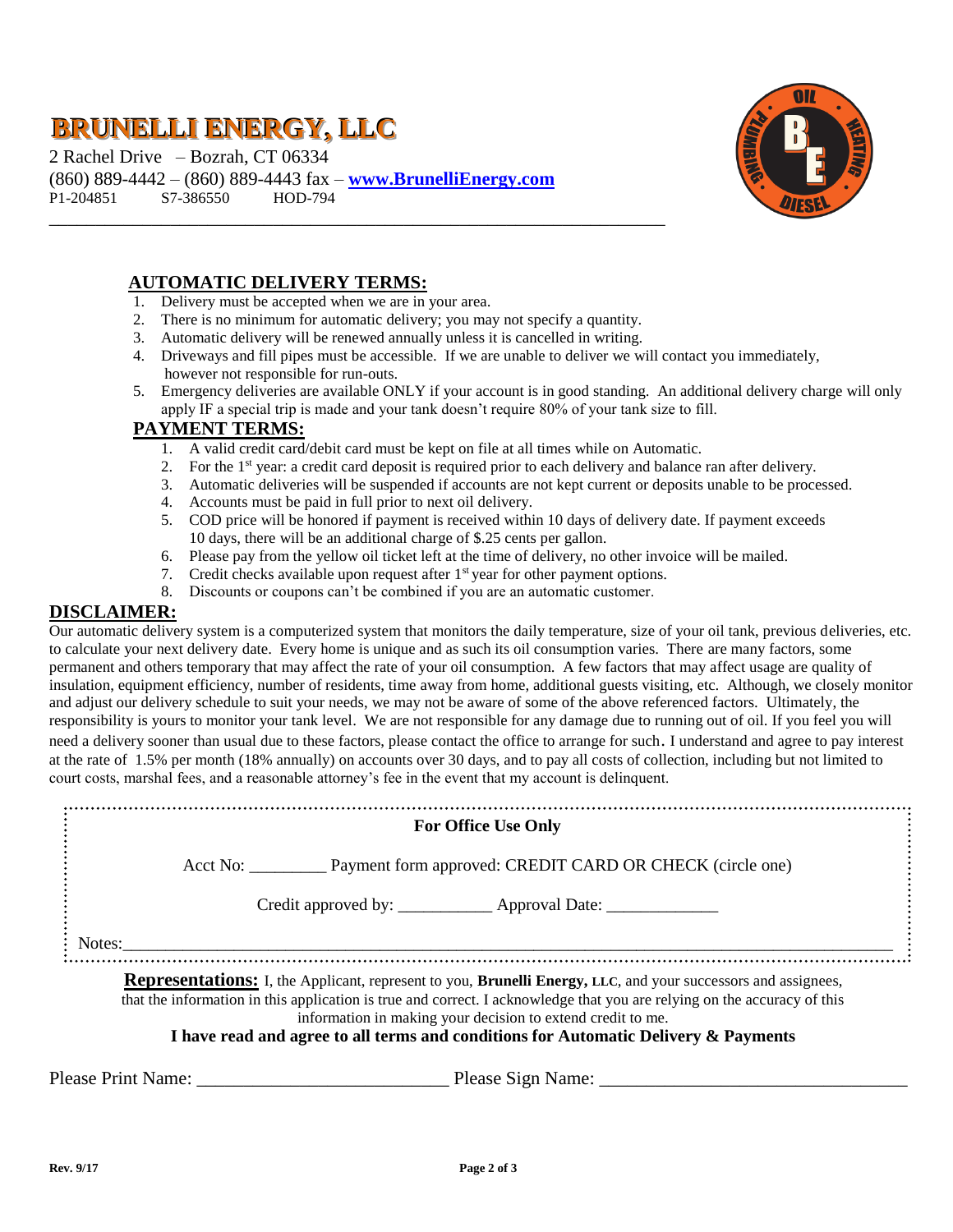# BRUNELLI ENERGY, LLC

2 Rachel Drive – Bozrah, CT 06334
(860) 889-4442 – (860) 889-4443 fax – **www.BrunelliEnergy.com**
P1-204851 S7-386550 HOD-794

---

## AUTOMATIC DELIVERY TERMS:

1. Delivery must be accepted when we are in your area.
2. There is no minimum for automatic delivery; you may not specify a quantity.
3. Automatic delivery will be renewed annually unless it is cancelled in writing.
4. Driveways and fill pipes must be accessible. If we are unable to deliver we will contact you immediately, however not responsible for run-outs.
5. Emergency deliveries are available ONLY if your account is in good standing. An additional delivery charge will only apply IF a special trip is made and your tank doesn't require 80% of your tank size to fill.

## PAYMENT TERMS:

1. A valid credit card/debit card must be kept on file at all times while on Automatic.
2. For the 1st year: a credit card deposit is required prior to each delivery and balance ran after delivery.
3. Automatic deliveries will be suspended if accounts are not kept current or deposits unable to be processed.
4. Accounts must be paid in full prior to next oil delivery.
5. COD price will be honored if payment is received within 10 days of delivery date. If payment exceeds 10 days, there will be an additional charge of $.25 cents per gallon.
6. Please pay from the yellow oil ticket left at the time of delivery, no other invoice will be mailed.
7. Credit checks available upon request after 1st year for other payment options.
8. Discounts or coupons can't be combined if you are an automatic customer.

## DISCLAIMER:

Our automatic delivery system is a computerized system that monitors the daily temperature, size of your oil tank, previous deliveries, etc. to calculate your next delivery date. Every home is unique and as such its oil consumption varies. There are many factors, some permanent and others temporary that may affect the rate of your oil consumption. A few factors that may affect usage are quality of insulation, equipment efficiency, number of residents, time away from home, additional guests visiting, etc. Although, we closely monitor and adjust our delivery schedule to suit your needs, we may not be aware of some of the above referenced factors. Ultimately, the responsibility is yours to monitor your tank level. We are not responsible for any damage due to running out of oil. If you feel you will need a delivery sooner than usual due to these factors, please contact the office to arrange for such. I understand and agree to pay interest at the rate of 1.5% per month (18% annually) on accounts over 30 days, and to pay all costs of collection, including but not limited to court costs, marshal fees, and a reasonable attorney's fee in the event that my account is delinquent.

---

**For Office Use Only**

Acct No: _________ Payment form approved: CREDIT CARD OR CHECK (circle one)

Credit approved by: ___________ Approval Date: _____________

Notes:______________________________________________________________

---

**Representations:** I, the Applicant, represent to you, **Brunelli Energy, LLC**, and your successors and assignees, that the information in this application is true and correct. I acknowledge that you are relying on the accuracy of this information in making your decision to extend credit to me.

**I have read and agree to all terms and conditions for Automatic Delivery & Payments**

Please Print Name: ___________________________ Please Sign Name: _________________________________

Rev. 9/17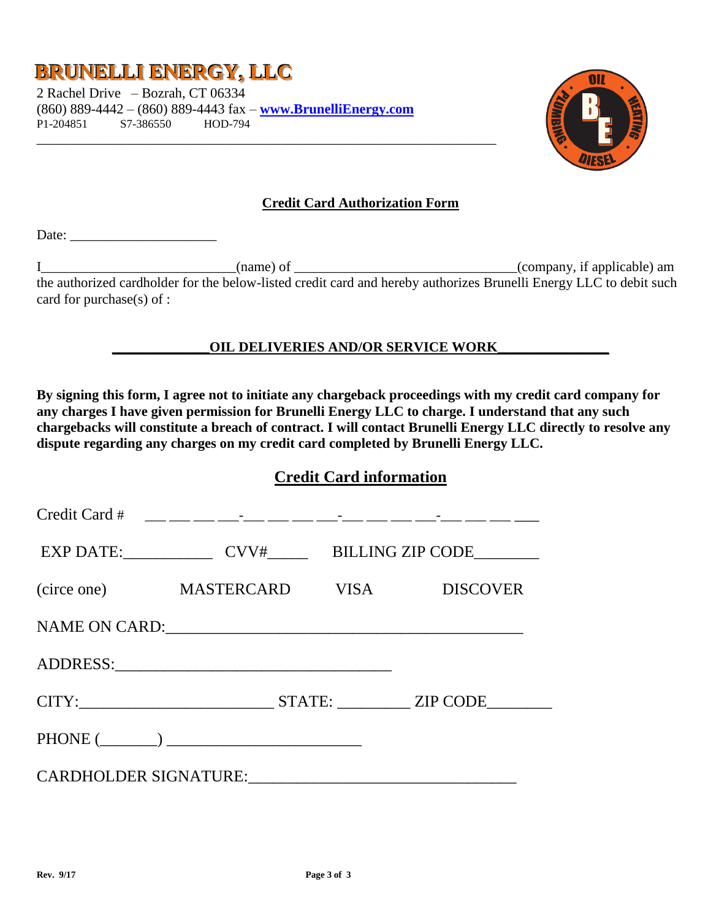# BRUNELLI ENERGY, LLC

2 Rachel Drive – Bozrah, CT 06334
(860) 889-4442 – (860) 889-4443 fax – **www.BrunelliEnergy.com**
P1-204851 S7-386550 HOD-794

## Credit Card Authorization Form

Date: _____________________

I___________________________(name) of _______________________________(company, if applicable) am the authorized cardholder for the below-listed credit card and hereby authorizes Brunelli Energy LLC to debit such card for purchase(s) of :

**_____________OIL DELIVERIES AND/OR SERVICE WORK_______________**

**By signing this form, I agree not to initiate any chargeback proceedings with my credit card company for any charges I have given permission for Brunelli Energy LLC to charge. I understand that any such chargebacks will constitute a breach of contract. I will contact Brunelli Energy LLC directly to resolve any dispute regarding any charges on my credit card completed by Brunelli Energy LLC.**

## Credit Card information

Credit Card # ___ ___ ___ ___-___ ___ ___ ___-___ ___ ___ ___-___ ___ ___ ___

EXP DATE:___________ CVV#_____ BILLING ZIP CODE________

(circe one) MASTERCARD VISA DISCOVER

NAME ON CARD:_____________________________________________

ADDRESS:___________________________________

CITY:________________________ STATE: _________ ZIP CODE________

PHONE (_______) ________________________

CARDHOLDER SIGNATURE:_________________________________

Rev. 9/17